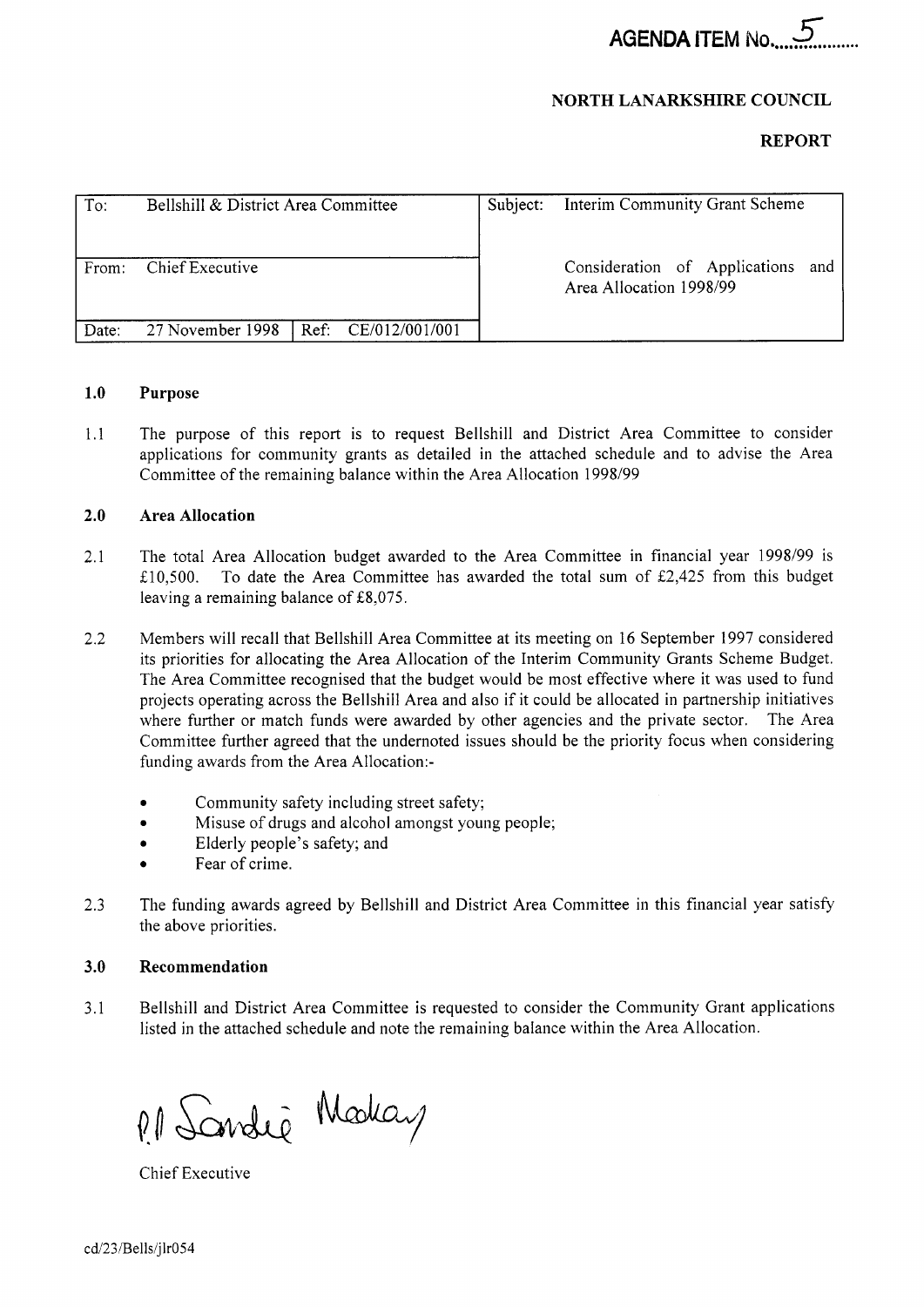**AGENDA ITEM No. 5**

**NORTH LANARKSHIRE COUNCIL**

**REPORT**

| To: Bellshill & District Area Committee | | Subject: Interim Community Grant Scheme |
|---|---|---|
| From: Chief Executive | | Consideration of Applications and Area Allocation 1998/99 |
| Date: 27 November 1998 | Ref: CE/012/001/001 | |

## 1.0 Purpose

1.1 The purpose of this report is to request Bellshill and District Area Committee to consider applications for community grants as detailed in the attached schedule and to advise the Area Committee of the remaining balance within the Area Allocation 1998/99

## 2.0 Area Allocation

2.1 The total Area Allocation budget awarded to the Area Committee in financial year 1998/99 is £10,500. To date the Area Committee has awarded the total sum of £2,425 from this budget leaving a remaining balance of £8,075.

2.2 Members will recall that Bellshill Area Committee at its meeting on 16 September 1997 considered its priorities for allocating the Area Allocation of the Interim Community Grants Scheme Budget. The Area Committee recognised that the budget would be most effective where it was used to fund projects operating across the Bellshill Area and also if it could be allocated in partnership initiatives where further or match funds were awarded by other agencies and the private sector. The Area Committee further agreed that the undernoted issues should be the priority focus when considering funding awards from the Area Allocation:-

- Community safety including street safety;
- Misuse of drugs and alcohol amongst young people;
- Elderly people's safety; and
- Fear of crime.

2.3 The funding awards agreed by Bellshill and District Area Committee in this financial year satisfy the above priorities.

## 3.0 Recommendation

3.1 Bellshill and District Area Committee is requested to consider the Community Grant applications listed in the attached schedule and note the remaining balance within the Area Allocation.

P.P Sandie Mackay

Chief Executive

cd/23/Bells/jlr054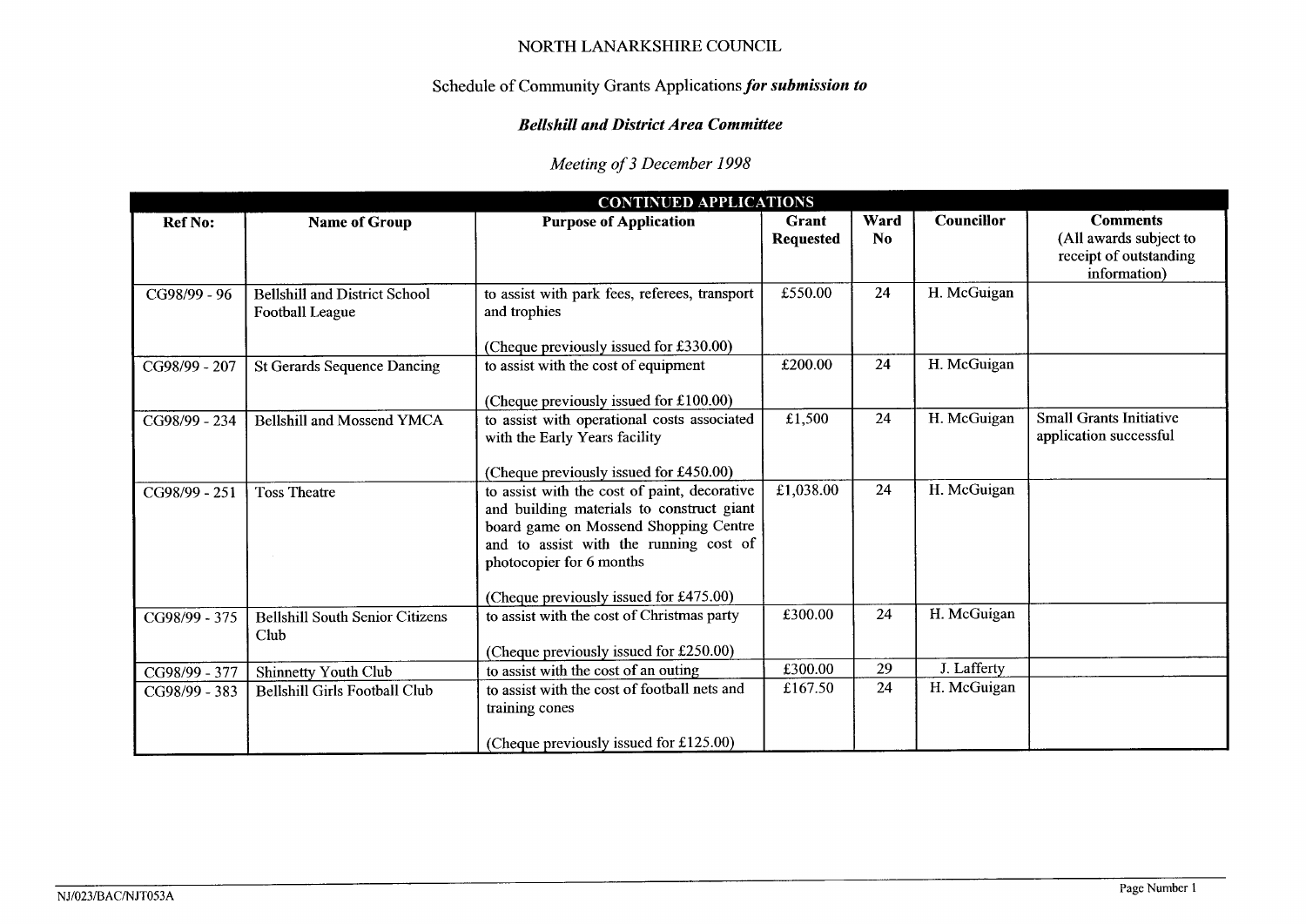NORTH LANARKSHIRE COUNCIL

Schedule of Community Grants Applications ***for submission to***

***Bellshill and District Area Committee***

*Meeting of 3 December 1998*

| CONTINUED APPLICATIONS | | | | | | |
|---|---|---|---|---|---|---|
| **Ref No:** | **Name of Group** | **Purpose of Application** | **Grant Requested** | **Ward No** | **Councillor** | **Comments** (All awards subject to receipt of outstanding information) |
| CG98/99 - 96 | Bellshill and District School Football League | to assist with park fees, referees, transport and trophies<br><br>(Cheque previously issued for £330.00) | £550.00 | 24 | H. McGuigan | |
| CG98/99 - 207 | St Gerards Sequence Dancing | to assist with the cost of equipment<br><br>(Cheque previously issued for £100.00) | £200.00 | 24 | H. McGuigan | |
| CG98/99 - 234 | Bellshill and Mossend YMCA | to assist with operational costs associated with the Early Years facility<br><br>(Cheque previously issued for £450.00) | £1,500 | 24 | H. McGuigan | Small Grants Initiative application successful |
| CG98/99 - 251 | Toss Theatre | to assist with the cost of paint, decorative and building materials to construct giant board game on Mossend Shopping Centre and to assist with the running cost of photocopier for 6 months<br><br>(Cheque previously issued for £475.00) | £1,038.00 | 24 | H. McGuigan | |
| CG98/99 - 375 | Bellshill South Senior Citizens Club | to assist with the cost of Christmas party<br><br>(Cheque previously issued for £250.00) | £300.00 | 24 | H. McGuigan | |
| CG98/99 - 377 | Shinnetty Youth Club | to assist with the cost of an outing | £300.00 | 29 | J. Lafferty | |
| CG98/99 - 383 | Bellshill Girls Football Club | to assist with the cost of football nets and training cones<br><br>(Cheque previously issued for £125.00) | £167.50 | 24 | H. McGuigan | |

NJ/023/BAC/NJT053A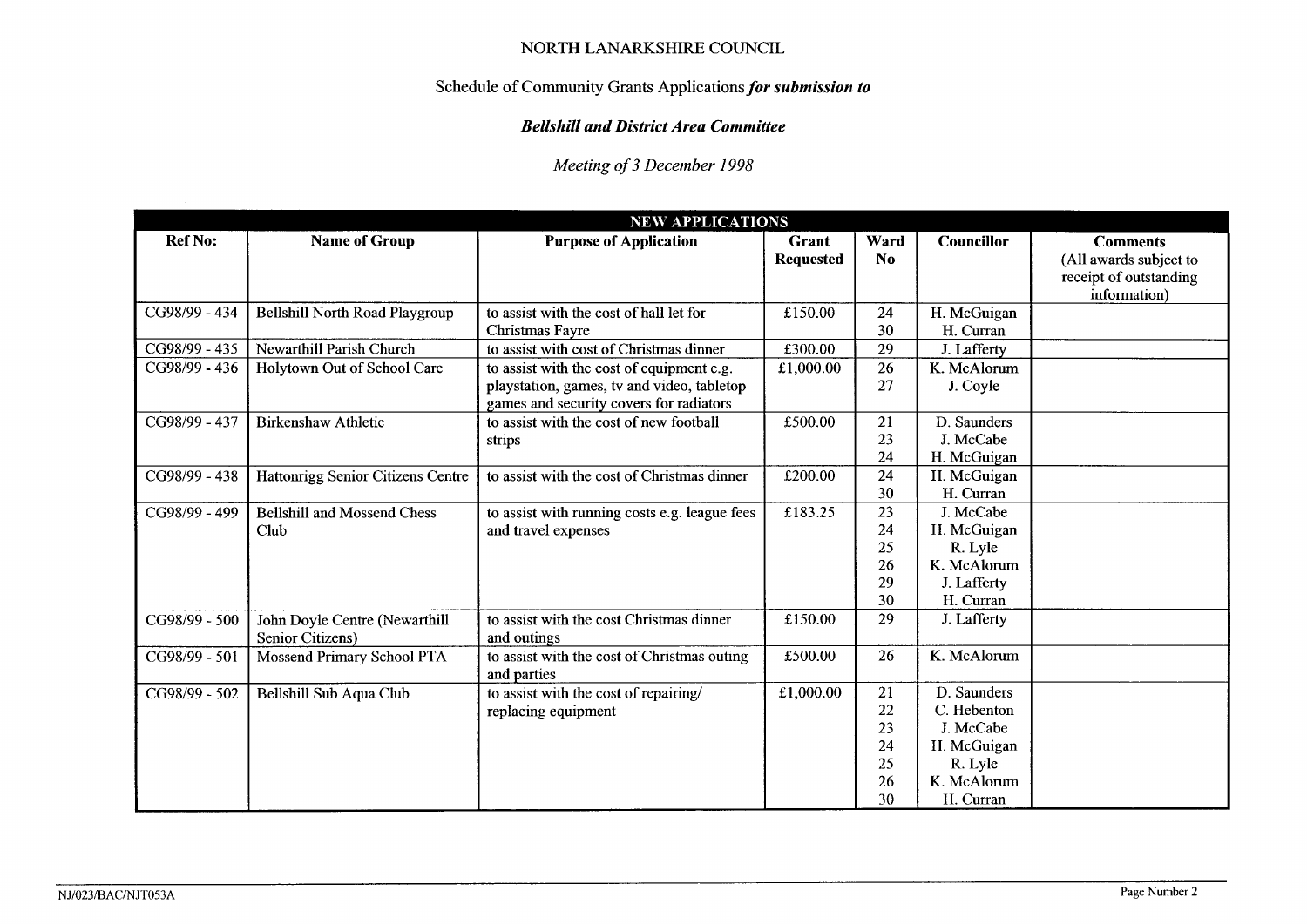NORTH LANARKSHIRE COUNCIL

Schedule of Community Grants Applications ***for submission to***

***Bellshill and District Area Committee***

*Meeting of 3 December 1998*

| NEW APPLICATIONS | | | | | | |
|---|---|---|---|---|---|---|
| **Ref No:** | **Name of Group** | **Purpose of Application** | **Grant Requested** | **Ward No** | **Councillor** | **Comments** (All awards subject to receipt of outstanding information) |
| CG98/99 - 434 | Bellshill North Road Playgroup | to assist with the cost of hall let for Christmas Fayre | £150.00 | 24<br>30 | H. McGuigan<br>H. Curran | |
| CG98/99 - 435 | Newarthill Parish Church | to assist with cost of Christmas dinner | £300.00 | 29 | J. Lafferty | |
| CG98/99 - 436 | Holytown Out of School Care | to assist with the cost of equipment e.g. playstation, games, tv and video, tabletop games and security covers for radiators | £1,000.00 | 26<br>27 | K. McAlorum<br>J. Coyle | |
| CG98/99 - 437 | Birkenshaw Athletic | to assist with the cost of new football strips | £500.00 | 21<br>23<br>24 | D. Saunders<br>J. McCabe<br>H. McGuigan | |
| CG98/99 - 438 | Hattonrigg Senior Citizens Centre | to assist with the cost of Christmas dinner | £200.00 | 24<br>30 | H. McGuigan<br>H. Curran | |
| CG98/99 - 499 | Bellshill and Mossend Chess Club | to assist with running costs e.g. league fees and travel expenses | £183.25 | 23<br>24<br>25<br>26<br>29<br>30 | J. McCabe<br>H. McGuigan<br>R. Lyle<br>K. McAlorum<br>J. Lafferty<br>H. Curran | |
| CG98/99 - 500 | John Doyle Centre (Newarthill Senior Citizens) | to assist with the cost Christmas dinner and outings | £150.00 | 29 | J. Lafferty | |
| CG98/99 - 501 | Mossend Primary School PTA | to assist with the cost of Christmas outing and parties | £500.00 | 26 | K. McAlorum | |
| CG98/99 - 502 | Bellshill Sub Aqua Club | to assist with the cost of repairing/ replacing equipment | £1,000.00 | 21<br>22<br>23<br>24<br>25<br>26<br>30 | D. Saunders<br>C. Hebenton<br>J. McCabe<br>H. McGuigan<br>R. Lyle<br>K. McAlorum<br>H. Curran | |

NJ/023/BAC/NJT053A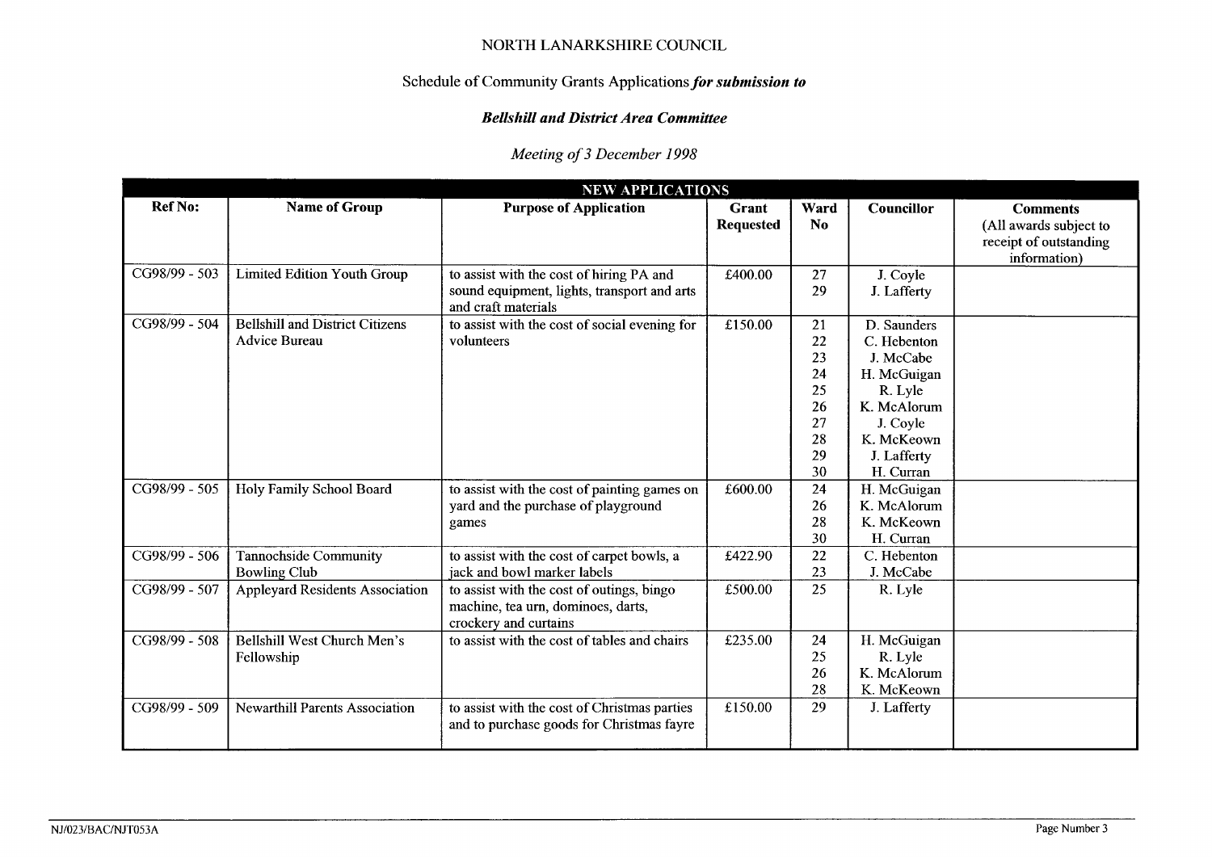NORTH LANARKSHIRE COUNCIL

Schedule of Community Grants Applications ***for submission to***

***Bellshill and District Area Committee***

*Meeting of 3 December 1998*

| NEW APPLICATIONS | | | | | | |
|---|---|---|---|---|---|---|
| **Ref No:** | **Name of Group** | **Purpose of Application** | **Grant Requested** | **Ward No** | **Councillor** | **Comments** (All awards subject to receipt of outstanding information) |
| CG98/99 - 503 | Limited Edition Youth Group | to assist with the cost of hiring PA and sound equipment, lights, transport and arts and craft materials | £400.00 | 27<br>29 | J. Coyle<br>J. Lafferty | |
| CG98/99 - 504 | Bellshill and District Citizens Advice Bureau | to assist with the cost of social evening for volunteers | £150.00 | 21<br>22<br>23<br>24<br>25<br>26<br>27<br>28<br>29<br>30 | D. Saunders<br>C. Hebenton<br>J. McCabe<br>H. McGuigan<br>R. Lyle<br>K. McAlorum<br>J. Coyle<br>K. McKeown<br>J. Lafferty<br>H. Curran | |
| CG98/99 - 505 | Holy Family School Board | to assist with the cost of painting games on yard and the purchase of playground games | £600.00 | 24<br>26<br>28<br>30 | H. McGuigan<br>K. McAlorum<br>K. McKeown<br>H. Curran | |
| CG98/99 - 506 | Tannochside Community Bowling Club | to assist with the cost of carpet bowls, a jack and bowl marker labels | £422.90 | 22<br>23 | C. Hebenton<br>J. McCabe | |
| CG98/99 - 507 | Appleyard Residents Association | to assist with the cost of outings, bingo machine, tea urn, dominoes, darts, crockery and curtains | £500.00 | 25 | R. Lyle | |
| CG98/99 - 508 | Bellshill West Church Men's Fellowship | to assist with the cost of tables and chairs | £235.00 | 24<br>25<br>26<br>28 | H. McGuigan<br>R. Lyle<br>K. McAlorum<br>K. McKeown | |
| CG98/99 - 509 | Newarthill Parents Association | to assist with the cost of Christmas parties and to purchase goods for Christmas fayre | £150.00 | 29 | J. Lafferty | |

NJ/023/BAC/NJT053A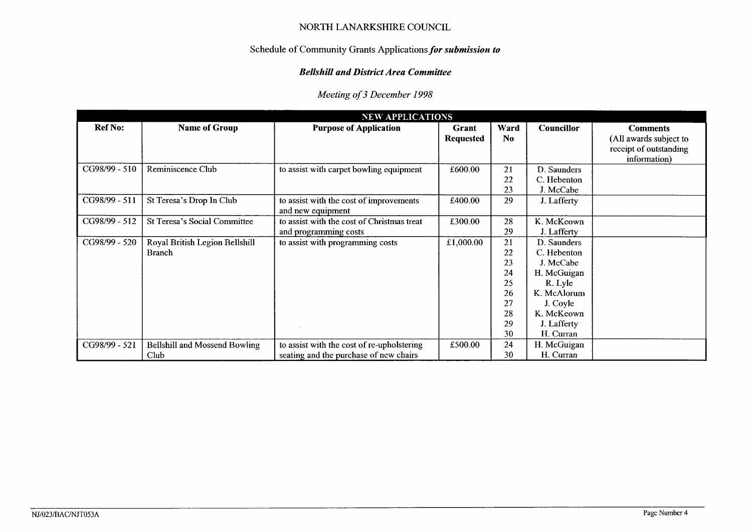NORTH LANARKSHIRE COUNCIL

Schedule of Community Grants Applications ***for submission to***

***Bellshill and District Area Committee***

*Meeting of 3 December 1998*

| NEW APPLICATIONS | | | | | | |
|---|---|---|---|---|---|---|
| **Ref No:** | **Name of Group** | **Purpose of Application** | **Grant Requested** | **Ward No** | **Councillor** | **Comments** (All awards subject to receipt of outstanding information) |
| CG98/99 - 510 | Reminiscence Club | to assist with carpet bowling equipment | £600.00 | 21<br>22<br>23 | D. Saunders<br>C. Hebenton<br>J. McCabe | |
| CG98/99 - 511 | St Teresa's Drop In Club | to assist with the cost of improvements and new equipment | £400.00 | 29 | J. Lafferty | |
| CG98/99 - 512 | St Teresa's Social Committee | to assist with the cost of Christmas treat and programming costs | £300.00 | 28<br>29 | K. McKeown<br>J. Lafferty | |
| CG98/99 - 520 | Royal British Legion Bellshill Branch | to assist with programming costs | £1,000.00 | 21<br>22<br>23<br>24<br>25<br>26<br>27<br>28<br>29<br>30 | D. Saunders<br>C. Hebenton<br>J. McCabe<br>H. McGuigan<br>R. Lyle<br>K. McAlorum<br>J. Coyle<br>K. McKeown<br>J. Lafferty<br>H. Curran | |
| CG98/99 - 521 | Bellshill and Mossend Bowling Club | to assist with the cost of re-upholstering seating and the purchase of new chairs | £500.00 | 24<br>30 | H. McGuigan<br>H. Curran | |

NJ/023/BAC/NJT053A